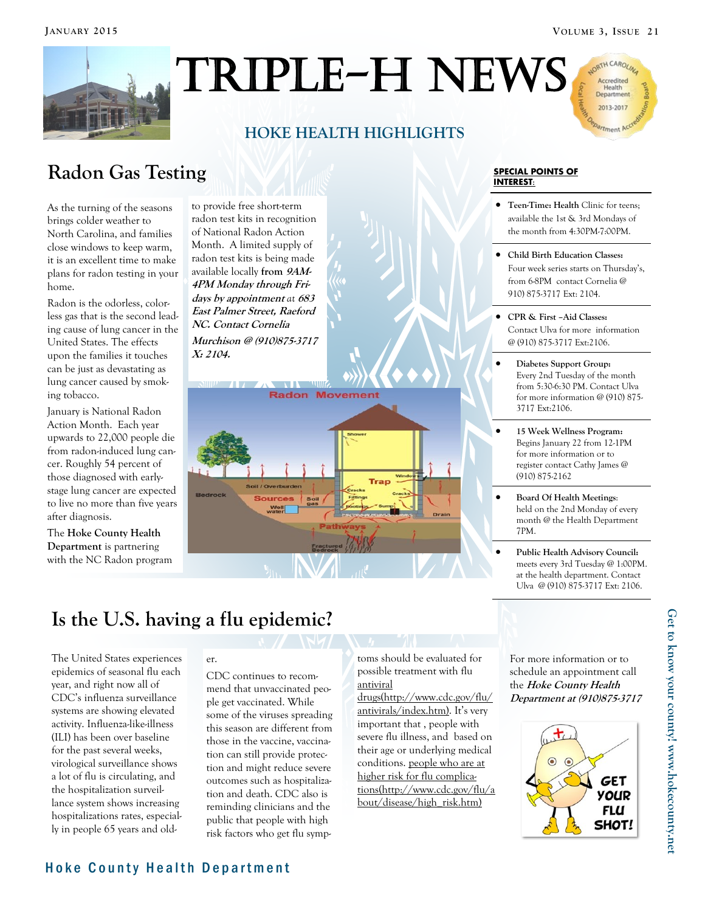# TRIPLE-H NEWS

## HOKE HEALTH HIGHLIGHTS

## Radon Gas Testing

As the turning of the seasons brings colder weather to North Carolina, and families close windows to keep warm, it is an excellent time to make plans for radon testing in your home.

Radon is the odorless, colorless gas that is the second leading cause of lung cancer in the United States. The effects upon the families it touches can be just as devastating as lung cancer caused by smoking tobacco.

January is National Radon Action Month. Each year upwards to 22,000 people die from radon-induced lung cancer. Roughly 54 percent of those diagnosed with early-stage lung cancer are expected to live no more than five years after diagnosis.

The **Hoke County Health Department** is partnering with the NC Radon program to provide free short-term radon test kits in recognition of National Radon Action Month. A limited supply of radon test kits is being made available locally **from *9AM-4PM Monday through Fridays by appointment*** at ***683 East Palmer Street, Raeford NC. Contact Cornelia Murchison @ (910)875-3717 X: 2104.***

**SPECIAL POINTS OF INTEREST:**

- **Teen-Time: Health** Clinic for teens; available the 1st & 3rd Mondays of the month from 4:30PM-7:00PM.
- **Child Birth Education Classes:** Four week series starts on Thursday's, from 6-8PM contact Cornelia @ 910) 875-3717 Ext: 2104.
- **CPR & First –Aid Classes:** Contact Ulva for more information @ (910) 875-3717 Ext:2106.
- **Diabetes Support Group:** Every 2nd Tuesday of the month from 5:30-6:30 PM. Contact Ulva for more information @ (910) 875-3717 Ext:2106.
- **15 Week Wellness Program:** Begins January 22 from 12-1PM for more information or to register contact Cathy James @ (910) 875-2162
- **Board Of Health Meetings:** held on the 2nd Monday of every month @ the Health Department 7PM.
- **Public Health Advisory Council:** meets every 3rd Tuesday @ 1:00PM. at the health department. Contact Ulva @ (910) 875-3717 Ext: 2106.

## Is the U.S. having a flu epidemic?

The United States experiences epidemics of seasonal flu each year, and right now all of CDC's influenza surveillance systems are showing elevated activity. Influenza-like-illness (ILI) has been over baseline for the past several weeks, virological surveillance shows a lot of flu is circulating, and the hospitalization surveillance system shows increasing hospitalizations rates, especially in people 65 years and older.

CDC continues to recommend that unvaccinated people get vaccinated. While some of the viruses spreading this season are different from those in the vaccine, vaccination can still provide protection and might reduce severe outcomes such as hospitalization and death. CDC also is reminding clinicians and the public that people with high risk factors who get flu symptoms should be evaluated for possible treatment with flu antiviral drugs(http://www.cdc.gov/flu/antivirals/index.htm). It's very important that , people with severe flu illness, and based on their age or underlying medical conditions. people who are at higher risk for flu complications(http://www.cdc.gov/flu/about/disease/high_risk.htm)

For more information or to schedule an appointment call the ***Hoke County Health Department at (910)875-3717***

Get to know your county! www.hokecounty.net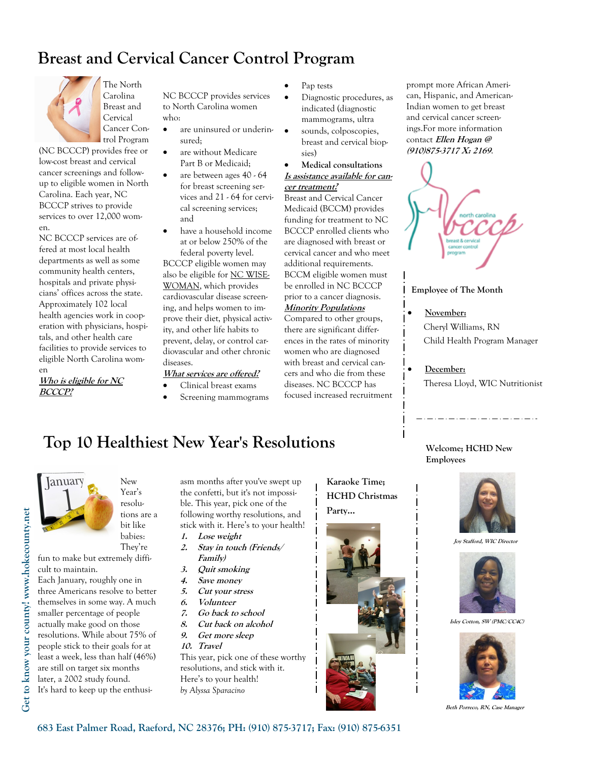# Breast and Cervical Cancer Control Program

The North Carolina Breast and Cervical Cancer Control Program (NC BCCCP) provides free or low-cost breast and cervical cancer screenings and follow-up to eligible women in North Carolina. Each year, NC BCCCP strives to provide services to over 12,000 women.

NC BCCCP services are offered at most local health departments as well as some community health centers, hospitals and private physicians' offices across the state. Approximately 102 local health agencies work in cooperation with physicians, hospitals, and other health care facilities to provide services to eligible North Carolina women

***Who is eligible for NC BCCCP?***

NC BCCCP provides services to North Carolina women who:

- are uninsured or underinsured;
- are without Medicare Part B or Medicaid;
- are between ages 40 - 64 for breast screening services and 21 - 64 for cervical screening services; and
- have a household income at or below 250% of the federal poverty level.

BCCCP eligible women may also be eligible for NC WISEWOMAN, which provides cardiovascular disease screening, and helps women to improve their diet, physical activity, and other life habits to prevent, delay, or control cardiovascular and other chronic diseases.

***What services are offered?***

- Clinical breast exams
- Screening mammograms
- Pap tests
- Diagnostic procedures, as indicated (diagnostic mammograms, ultrasounds, colposcopies, breast and cervical biopsies)
- **Medical consultations**

***Is assistance available for cancer treatment?***

Breast and Cervical Cancer Medicaid (BCCM) provides funding for treatment to NC BCCCP enrolled clients who are diagnosed with breast or cervical cancer and who meet additional requirements. BCCM eligible women must be enrolled in NC BCCCP prior to a cancer diagnosis.

***Minority Populations***

Compared to other groups, there are significant differences in the rates of minority women who are diagnosed with breast and cervical cancers and who die from these diseases. NC BCCCP has focused increased recruitment prompt more African American, Hispanic, and American-Indian women to get breast and cervical cancer screenings.For more information contact ***Ellen Hogan @ (910)875-3717 X: 2169***.

north carolina bcccp breast & cervical cancer control program

**Employee of The Month**

- **November:**
  Cheryl Williams, RN
  Child Health Program Manager
- **December:**
  Theresa Lloyd, WIC Nutritionist

# Top 10 Healthiest New Year's Resolutions

New Year's resolutions are a bit like babies: They're fun to make but extremely difficult to maintain.

Each January, roughly one in three Americans resolve to better themselves in some way. A much smaller percentage of people actually make good on those resolutions. While about 75% of people stick to their goals for at least a week, less than half (46%) are still on target six months later, a 2002 study found.

It's hard to keep up the enthusiasm months after you've swept up the confetti, but it's not impossible. This year, pick one of the following worthy resolutions, and stick with it. Here's to your health!

1. ***Lose weight***
2. ***Stay in touch (Friends/ Family)***
3. ***Quit smoking***
4. ***Save money***
5. ***Cut your stress***
6. ***Volunteer***
7. ***Go back to school***
8. ***Cut back on alcohol***
9. ***Get more sleep***
10. ***Travel***

This year, pick one of these worthy resolutions, and stick with it. Here's to your health!

*by Alyssa Sparacino*

**Karaoke Time; HCHD Christmas Party…**

**Welcome; HCHD New Employees**

*Joy Stafford, WIC Director*

*Isley Cotton, SW (PMC/CC4C)*

*Beth Porreco, RN, Case Manager*

Get to know your county! www.hokecounty.net

**683 East Palmer Road, Raeford, NC 28376; PH: (910) 875-3717; Fax: (910) 875-6351**